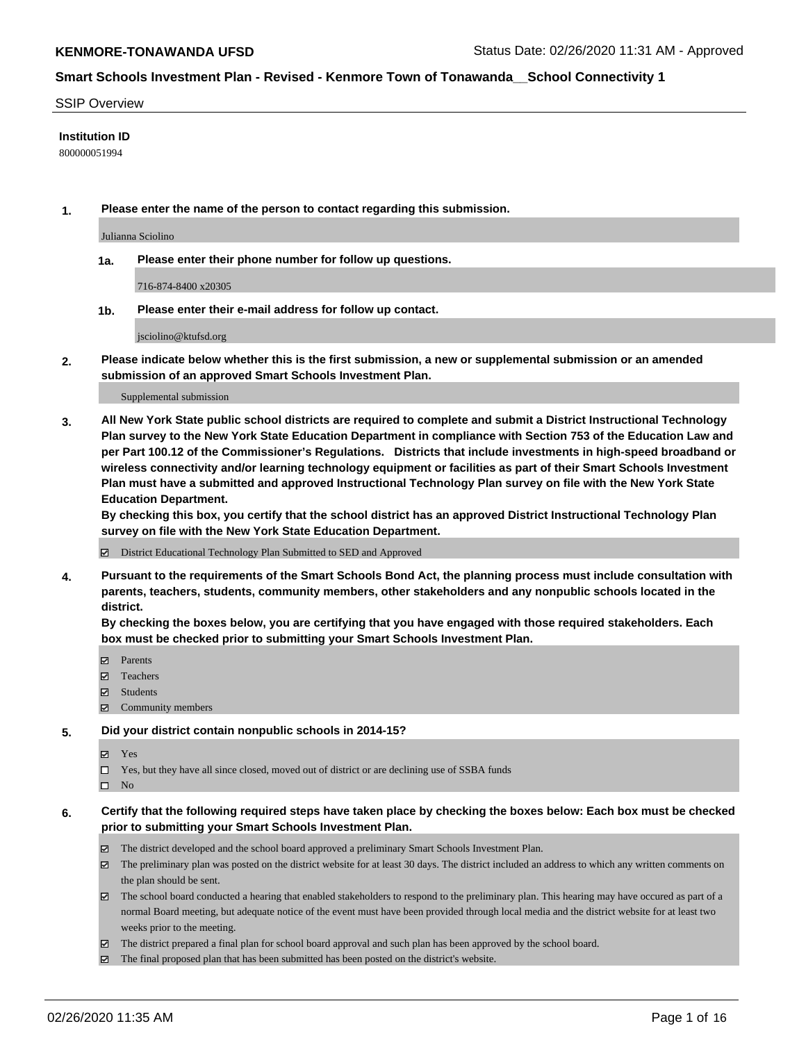**KENMORE-TONAWANDA UFSD** Status Date: 02/26/2020 11:31 AM - Approved

**Smart Schools Investment Plan - Revised - Kenmore Town of Tonawanda__School Connectivity 1**

SSIP Overview

**Institution ID**

800000051994

**1. Please enter the name of the person to contact regarding this submission.**

Julianna Sciolino

**1a. Please enter their phone number for follow up questions.**

716-874-8400 x20305

**1b. Please enter their e-mail address for follow up contact.**

jsciolino@ktufsd.org

**2. Please indicate below whether this is the first submission, a new or supplemental submission or an amended submission of an approved Smart Schools Investment Plan.**

Supplemental submission

**3. All New York State public school districts are required to complete and submit a District Instructional Technology Plan survey to the New York State Education Department in compliance with Section 753 of the Education Law and per Part 100.12 of the Commissioner's Regulations. Districts that include investments in high-speed broadband or wireless connectivity and/or learning technology equipment or facilities as part of their Smart Schools Investment Plan must have a submitted and approved Instructional Technology Plan survey on file with the New York State Education Department.**
**By checking this box, you certify that the school district has an approved District Instructional Technology Plan survey on file with the New York State Education Department.**

☑ District Educational Technology Plan Submitted to SED and Approved

**4. Pursuant to the requirements of the Smart Schools Bond Act, the planning process must include consultation with parents, teachers, students, community members, other stakeholders and any nonpublic schools located in the district.**
**By checking the boxes below, you are certifying that you have engaged with those required stakeholders. Each box must be checked prior to submitting your Smart Schools Investment Plan.**

☑ Parents
☑ Teachers
☑ Students
☑ Community members

**5. Did your district contain nonpublic schools in 2014-15?**

☑ Yes
☐ Yes, but they have all since closed, moved out of district or are declining use of SSBA funds
☐ No

**6. Certify that the following required steps have taken place by checking the boxes below: Each box must be checked prior to submitting your Smart Schools Investment Plan.**

☑ The district developed and the school board approved a preliminary Smart Schools Investment Plan.
☑ The preliminary plan was posted on the district website for at least 30 days. The district included an address to which any written comments on the plan should be sent.
☑ The school board conducted a hearing that enabled stakeholders to respond to the preliminary plan. This hearing may have occured as part of a normal Board meeting, but adequate notice of the event must have been provided through local media and the district website for at least two weeks prior to the meeting.
☑ The district prepared a final plan for school board approval and such plan has been approved by the school board.
☑ The final proposed plan that has been submitted has been posted on the district's website.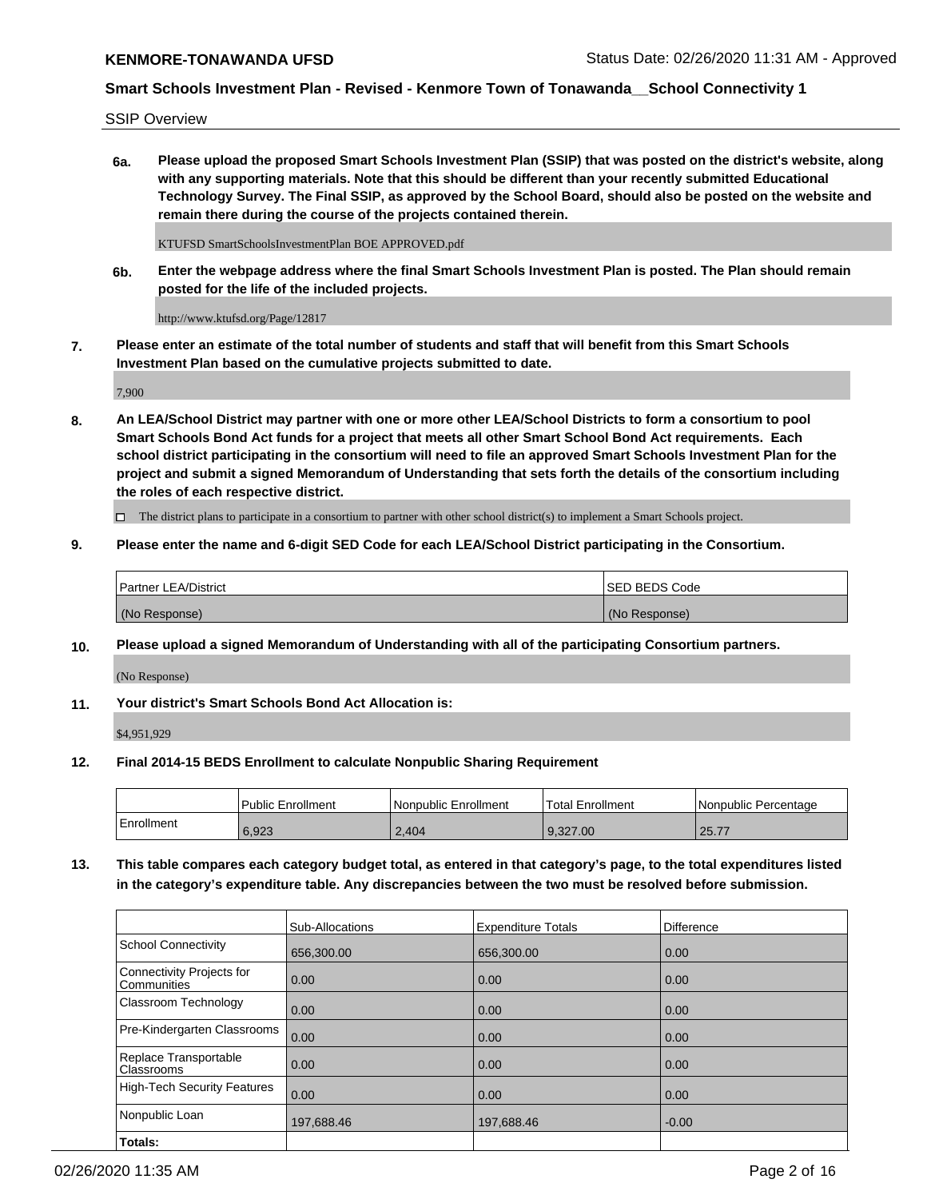SSIP Overview

**6a. Please upload the proposed Smart Schools Investment Plan (SSIP) that was posted on the district's website, along with any supporting materials. Note that this should be different than your recently submitted Educational Technology Survey. The Final SSIP, as approved by the School Board, should also be posted on the website and remain there during the course of the projects contained therein.**

KTUFSD SmartSchoolsInvestmentPlan BOE APPROVED.pdf

**6b. Enter the webpage address where the final Smart Schools Investment Plan is posted. The Plan should remain posted for the life of the included projects.**

http://www.ktufsd.org/Page/12817

**7. Please enter an estimate of the total number of students and staff that will benefit from this Smart Schools Investment Plan based on the cumulative projects submitted to date.**

7,900

**8. An LEA/School District may partner with one or more other LEA/School Districts to form a consortium to pool Smart Schools Bond Act funds for a project that meets all other Smart School Bond Act requirements. Each school district participating in the consortium will need to file an approved Smart Schools Investment Plan for the project and submit a signed Memorandum of Understanding that sets forth the details of the consortium including the roles of each respective district.**

☐ The district plans to participate in a consortium to partner with other school district(s) to implement a Smart Schools project.

**9. Please enter the name and 6-digit SED Code for each LEA/School District participating in the Consortium.**

| Partner LEA/District | SED BEDS Code |
|---|---|
| (No Response) | (No Response) |

**10. Please upload a signed Memorandum of Understanding with all of the participating Consortium partners.**

(No Response)

**11. Your district's Smart Schools Bond Act Allocation is:**

$4,951,929

**12. Final 2014-15 BEDS Enrollment to calculate Nonpublic Sharing Requirement**

| | Public Enrollment | Nonpublic Enrollment | Total Enrollment | Nonpublic Percentage |
|---|---|---|---|---|
| Enrollment | 6,923 | 2,404 | 9,327.00 | 25.77 |

**13. This table compares each category budget total, as entered in that category's page, to the total expenditures listed in the category's expenditure table. Any discrepancies between the two must be resolved before submission.**

| | Sub-Allocations | Expenditure Totals | Difference |
|---|---|---|---|
| School Connectivity | 656,300.00 | 656,300.00 | 0.00 |
| Connectivity Projects for Communities | 0.00 | 0.00 | 0.00 |
| Classroom Technology | 0.00 | 0.00 | 0.00 |
| Pre-Kindergarten Classrooms | 0.00 | 0.00 | 0.00 |
| Replace Transportable Classrooms | 0.00 | 0.00 | 0.00 |
| High-Tech Security Features | 0.00 | 0.00 | 0.00 |
| Nonpublic Loan | 197,688.46 | 197,688.46 | -0.00 |
| **Totals:** | | | |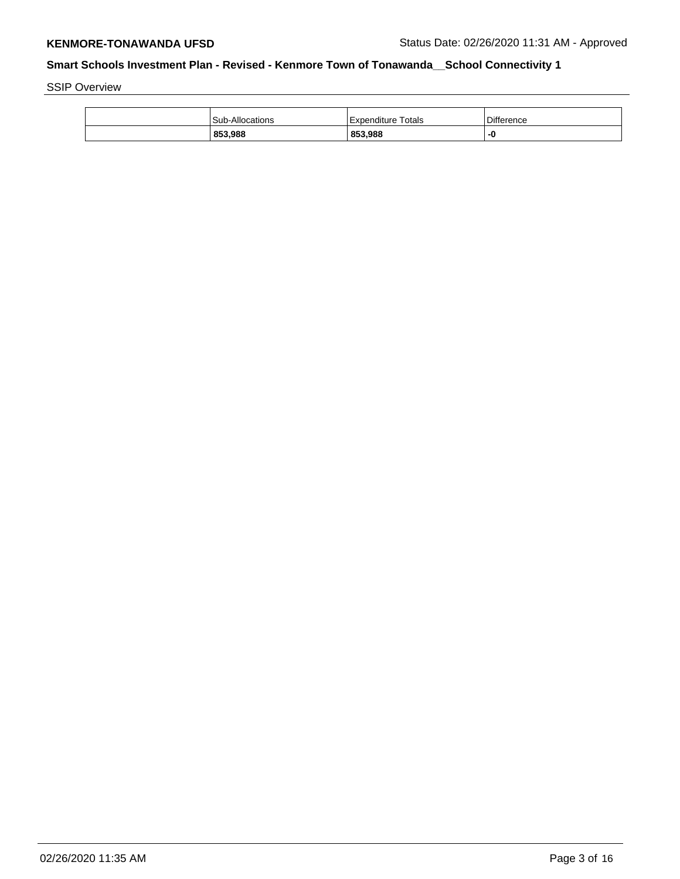SSIP Overview

| | Sub-Allocations | Expenditure Totals | Difference |
|---|---|---|---|
| | **853,988** | **853,988** | **-0** |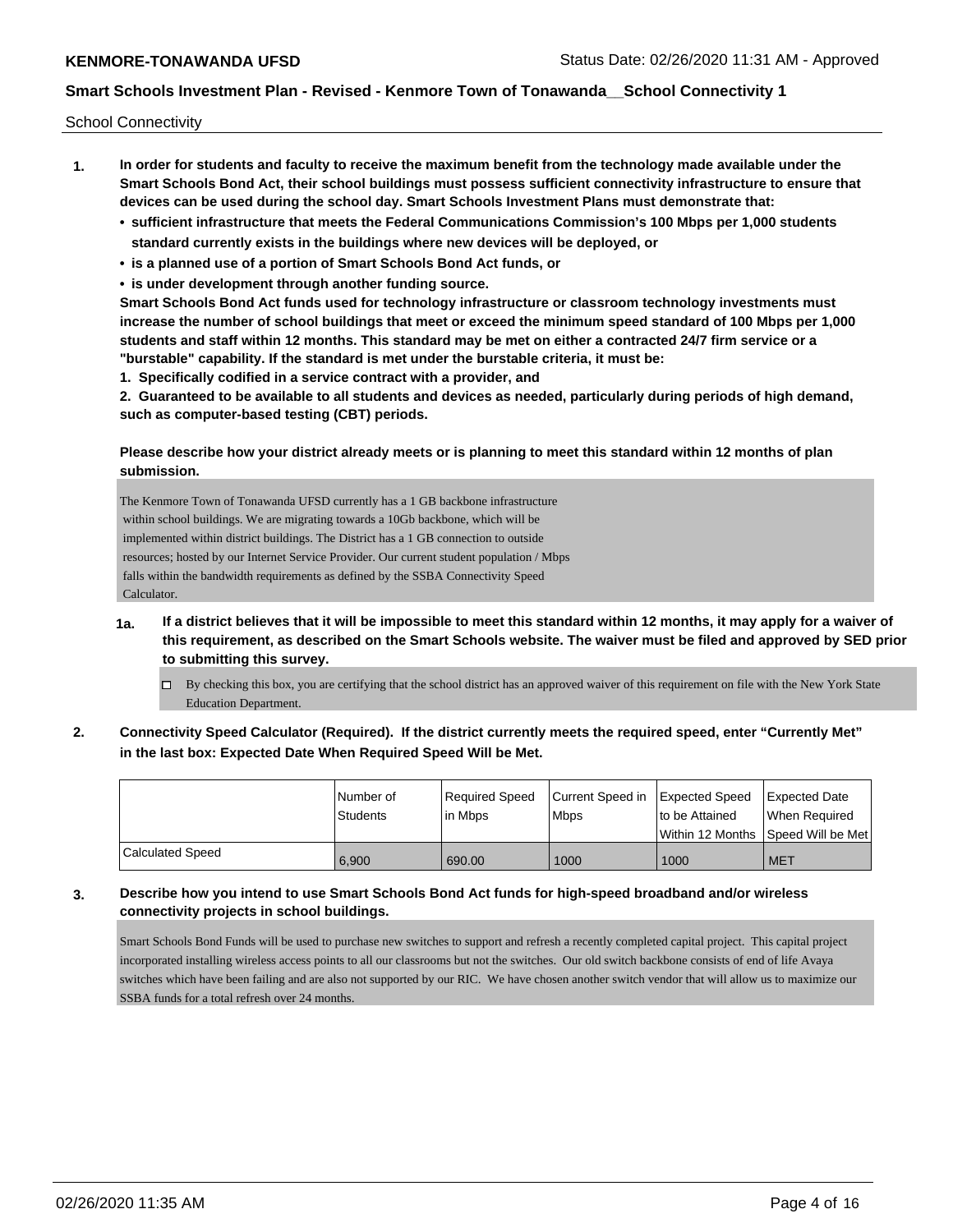School Connectivity

1. **In order for students and faculty to receive the maximum benefit from the technology made available under the Smart Schools Bond Act, their school buildings must possess sufficient connectivity infrastructure to ensure that devices can be used during the school day. Smart Schools Investment Plans must demonstrate that:**
   - **sufficient infrastructure that meets the Federal Communications Commission's 100 Mbps per 1,000 students standard currently exists in the buildings where new devices will be deployed, or**
   - **is a planned use of a portion of Smart Schools Bond Act funds, or**
   - **is under development through another funding source.**

   **Smart Schools Bond Act funds used for technology infrastructure or classroom technology investments must increase the number of school buildings that meet or exceed the minimum speed standard of 100 Mbps per 1,000 students and staff within 12 months. This standard may be met on either a contracted 24/7 firm service or a "burstable" capability. If the standard is met under the burstable criteria, it must be:**

   **1. Specifically codified in a service contract with a provider, and**

   **2. Guaranteed to be available to all students and devices as needed, particularly during periods of high demand, such as computer-based testing (CBT) periods.**

   **Please describe how your district already meets or is planning to meet this standard within 12 months of plan submission.**

   The Kenmore Town of Tonawanda UFSD currently has a 1 GB backbone infrastructure within school buildings. We are migrating towards a 10Gb backbone, which will be implemented within district buildings. The District has a 1 GB connection to outside resources; hosted by our Internet Service Provider. Our current student population / Mbps falls within the bandwidth requirements as defined by the SSBA Connectivity Speed Calculator.

   **1a. If a district believes that it will be impossible to meet this standard within 12 months, it may apply for a waiver of this requirement, as described on the Smart Schools website. The waiver must be filed and approved by SED prior to submitting this survey.**

   - [ ] By checking this box, you are certifying that the school district has an approved waiver of this requirement on file with the New York State Education Department.

2. **Connectivity Speed Calculator (Required). If the district currently meets the required speed, enter "Currently Met" in the last box: Expected Date When Required Speed Will be Met.**

| | Number of Students | Required Speed in Mbps | Current Speed in Mbps | Expected Speed to be Attained Within 12 Months | Expected Date When Required Speed Will be Met |
|---|---|---|---|---|---|
| Calculated Speed | 6,900 | 690.00 | 1000 | 1000 | MET |

3. **Describe how you intend to use Smart Schools Bond Act funds for high-speed broadband and/or wireless connectivity projects in school buildings.**

   Smart Schools Bond Funds will be used to purchase new switches to support and refresh a recently completed capital project. This capital project incorporated installing wireless access points to all our classrooms but not the switches. Our old switch backbone consists of end of life Avaya switches which have been failing and are also not supported by our RIC. We have chosen another switch vendor that will allow us to maximize our SSBA funds for a total refresh over 24 months.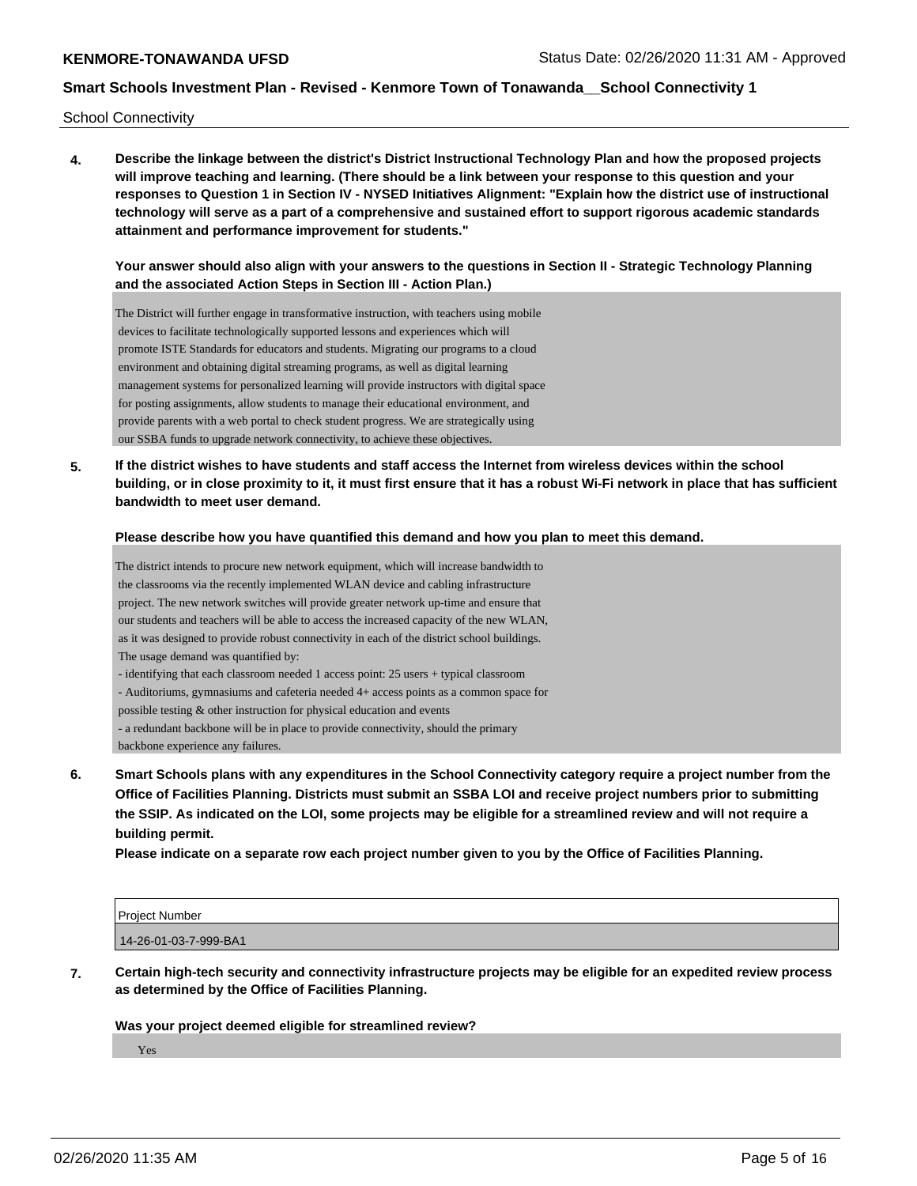School Connectivity

**4. Describe the linkage between the district's District Instructional Technology Plan and how the proposed projects will improve teaching and learning. (There should be a link between your response to this question and your responses to Question 1 in Section IV - NYSED Initiatives Alignment: "Explain how the district use of instructional technology will serve as a part of a comprehensive and sustained effort to support rigorous academic standards attainment and performance improvement for students."**

**Your answer should also align with your answers to the questions in Section II - Strategic Technology Planning and the associated Action Steps in Section III - Action Plan.)**

The District will further engage in transformative instruction, with teachers using mobile devices to facilitate technologically supported lessons and experiences which will promote ISTE Standards for educators and students. Migrating our programs to a cloud environment and obtaining digital streaming programs, as well as digital learning management systems for personalized learning will provide instructors with digital space for posting assignments, allow students to manage their educational environment, and provide parents with a web portal to check student progress. We are strategically using our SSBA funds to upgrade network connectivity, to achieve these objectives.

**5. If the district wishes to have students and staff access the Internet from wireless devices within the school building, or in close proximity to it, it must first ensure that it has a robust Wi-Fi network in place that has sufficient bandwidth to meet user demand.**

**Please describe how you have quantified this demand and how you plan to meet this demand.**

The district intends to procure new network equipment, which will increase bandwidth to the classrooms via the recently implemented WLAN device and cabling infrastructure project. The new network switches will provide greater network up-time and ensure that our students and teachers will be able to access the increased capacity of the new WLAN, as it was designed to provide robust connectivity in each of the district school buildings.
The usage demand was quantified by:
- identifying that each classroom needed 1 access point: 25 users + typical classroom
- Auditoriums, gymnasiums and cafeteria needed 4+ access points as a common space for possible testing & other instruction for physical education and events
- a redundant backbone will be in place to provide connectivity, should the primary backbone experience any failures.

**6. Smart Schools plans with any expenditures in the School Connectivity category require a project number from the Office of Facilities Planning. Districts must submit an SSBA LOI and receive project numbers prior to submitting the SSIP. As indicated on the LOI, some projects may be eligible for a streamlined review and will not require a building permit.**
**Please indicate on a separate row each project number given to you by the Office of Facilities Planning.**

| Project Number |
| --- |
| 14-26-01-03-7-999-BA1 |

**7. Certain high-tech security and connectivity infrastructure projects may be eligible for an expedited review process as determined by the Office of Facilities Planning.**

**Was your project deemed eligible for streamlined review?**

Yes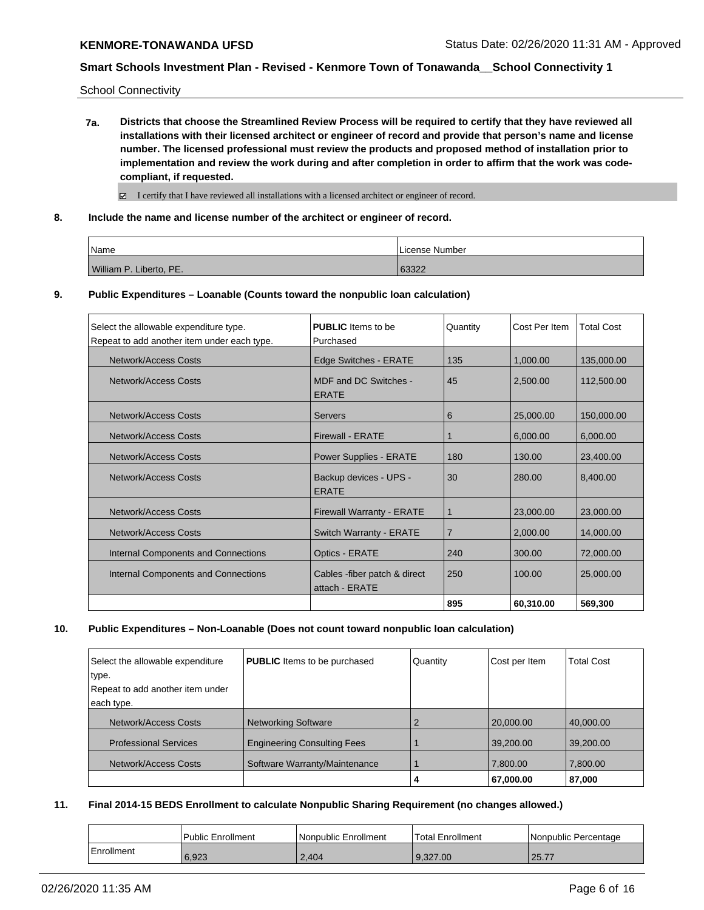School Connectivity

**7a. Districts that choose the Streamlined Review Process will be required to certify that they have reviewed all installations with their licensed architect or engineer of record and provide that person's name and license number. The licensed professional must review the products and proposed method of installation prior to implementation and review the work during and after completion in order to affirm that the work was code-compliant, if requested.**

☑ I certify that I have reviewed all installations with a licensed architect or engineer of record.

**8. Include the name and license number of the architect or engineer of record.**

| Name | License Number |
|---|---|
| William P. Liberto, PE. | 63322 |

**9. Public Expenditures – Loanable (Counts toward the nonpublic loan calculation)**

| Select the allowable expenditure type. Repeat to add another item under each type. | **PUBLIC** Items to be Purchased | Quantity | Cost Per Item | Total Cost |
|---|---|---|---|---|
| Network/Access Costs | Edge Switches - ERATE | 135 | 1,000.00 | 135,000.00 |
| Network/Access Costs | MDF and DC Switches - ERATE | 45 | 2,500.00 | 112,500.00 |
| Network/Access Costs | Servers | 6 | 25,000.00 | 150,000.00 |
| Network/Access Costs | Firewall - ERATE | 1 | 6,000.00 | 6,000.00 |
| Network/Access Costs | Power Supplies - ERATE | 180 | 130.00 | 23,400.00 |
| Network/Access Costs | Backup devices - UPS - ERATE | 30 | 280.00 | 8,400.00 |
| Network/Access Costs | Firewall Warranty - ERATE | 1 | 23,000.00 | 23,000.00 |
| Network/Access Costs | Switch Warranty - ERATE | 7 | 2,000.00 | 14,000.00 |
| Internal Components and Connections | Optics - ERATE | 240 | 300.00 | 72,000.00 |
| Internal Components and Connections | Cables -fiber patch & direct attach - ERATE | 250 | 100.00 | 25,000.00 |
| | | **895** | **60,310.00** | **569,300** |

**10. Public Expenditures – Non-Loanable (Does not count toward nonpublic loan calculation)**

| Select the allowable expenditure type. Repeat to add another item under each type. | **PUBLIC** Items to be purchased | Quantity | Cost per Item | Total Cost |
|---|---|---|---|---|
| Network/Access Costs | Networking Software | 2 | 20,000.00 | 40,000.00 |
| Professional Services | Engineering Consulting Fees | 1 | 39,200.00 | 39,200.00 |
| Network/Access Costs | Software Warranty/Maintenance | 1 | 7,800.00 | 7,800.00 |
| | | **4** | **67,000.00** | **87,000** |

**11. Final 2014-15 BEDS Enrollment to calculate Nonpublic Sharing Requirement (no changes allowed.)**

| | Public Enrollment | Nonpublic Enrollment | Total Enrollment | Nonpublic Percentage |
|---|---|---|---|---|
| Enrollment | 6,923 | 2,404 | 9,327.00 | 25.77 |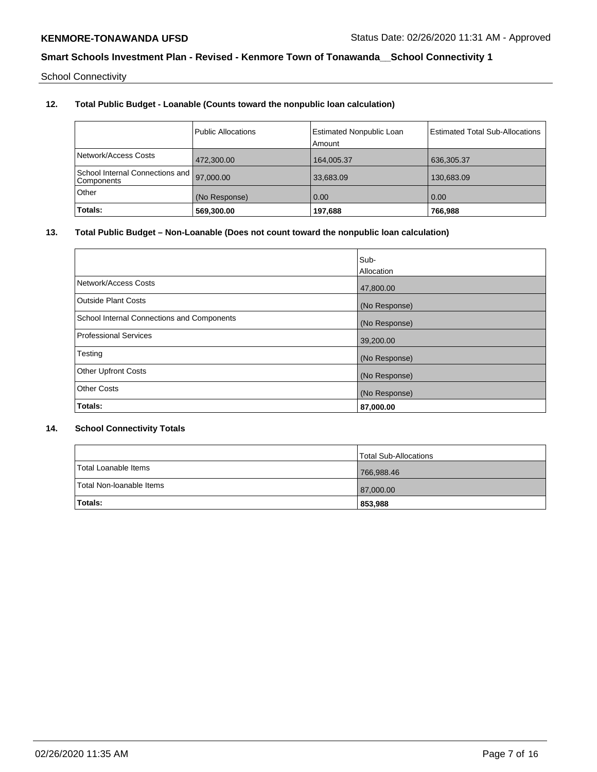School Connectivity

**12. Total Public Budget - Loanable (Counts toward the nonpublic loan calculation)**

| | Public Allocations | Estimated Nonpublic Loan Amount | Estimated Total Sub-Allocations |
|---|---|---|---|
| Network/Access Costs | 472,300.00 | 164,005.37 | 636,305.37 |
| School Internal Connections and Components | 97,000.00 | 33,683.09 | 130,683.09 |
| Other | (No Response) | 0.00 | 0.00 |
| **Totals:** | **569,300.00** | **197,688** | **766,988** |

**13. Total Public Budget – Non-Loanable (Does not count toward the nonpublic loan calculation)**

| | Sub-Allocation |
|---|---|
| Network/Access Costs | 47,800.00 |
| Outside Plant Costs | (No Response) |
| School Internal Connections and Components | (No Response) |
| Professional Services | 39,200.00 |
| Testing | (No Response) |
| Other Upfront Costs | (No Response) |
| Other Costs | (No Response) |
| **Totals:** | **87,000.00** |

**14. School Connectivity Totals**

| | Total Sub-Allocations |
|---|---|
| Total Loanable Items | 766,988.46 |
| Total Non-loanable Items | 87,000.00 |
| **Totals:** | **853,988** |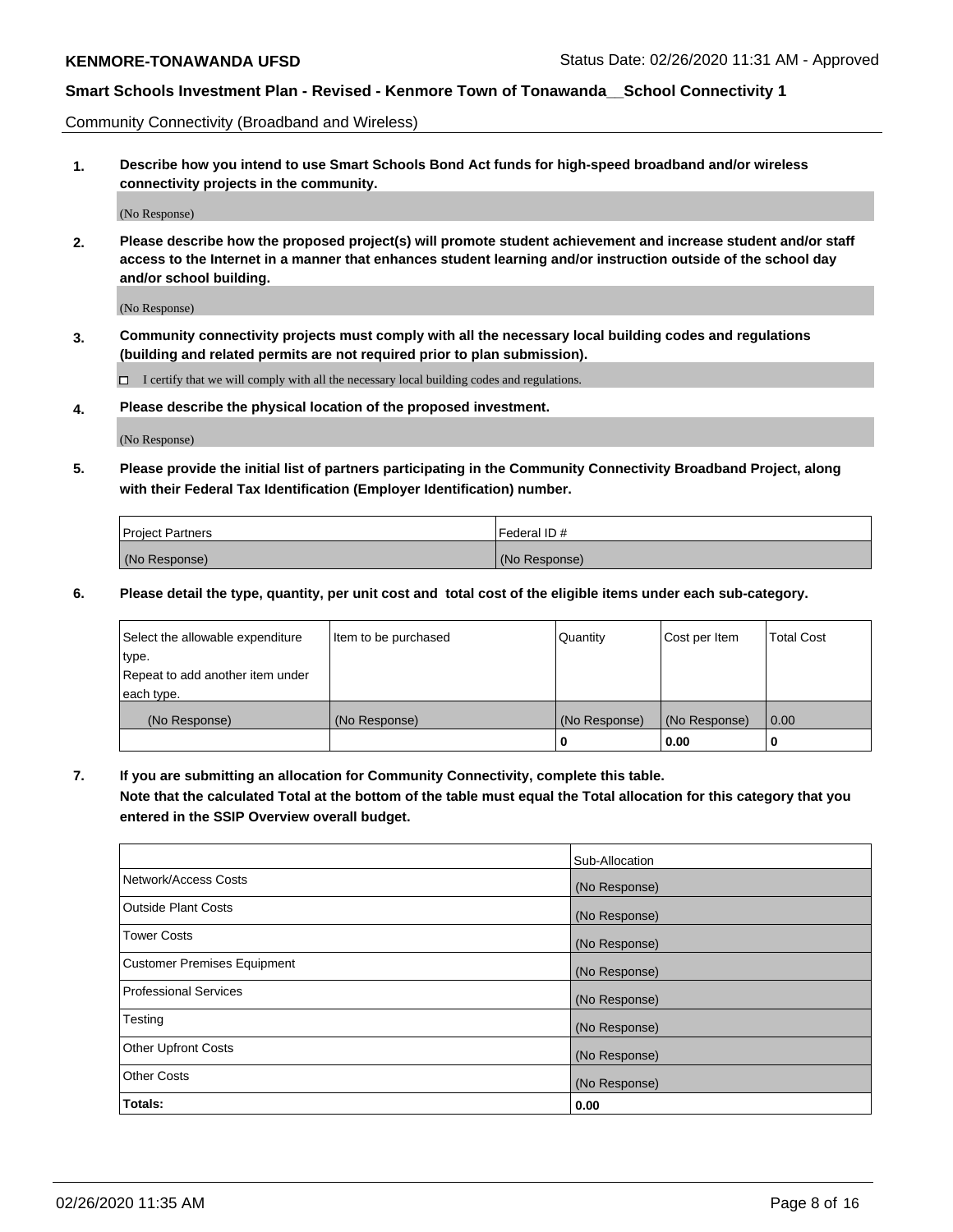Community Connectivity (Broadband and Wireless)

**1. Describe how you intend to use Smart Schools Bond Act funds for high-speed broadband and/or wireless connectivity projects in the community.**

(No Response)

**2. Please describe how the proposed project(s) will promote student achievement and increase student and/or staff access to the Internet in a manner that enhances student learning and/or instruction outside of the school day and/or school building.**

(No Response)

**3. Community connectivity projects must comply with all the necessary local building codes and regulations (building and related permits are not required prior to plan submission).**

☐ I certify that we will comply with all the necessary local building codes and regulations.

**4. Please describe the physical location of the proposed investment.**

(No Response)

**5. Please provide the initial list of partners participating in the Community Connectivity Broadband Project, along with their Federal Tax Identification (Employer Identification) number.**

| Project Partners | Federal ID # |
|---|---|
| (No Response) | (No Response) |

**6. Please detail the type, quantity, per unit cost and total cost of the eligible items under each sub-category.**

| Select the allowable expenditure type. Repeat to add another item under each type. | Item to be purchased | Quantity | Cost per Item | Total Cost |
|---|---|---|---|---|
| (No Response) | (No Response) | (No Response) | (No Response) | 0.00 |
| | | **0** | **0.00** | **0** |

**7. If you are submitting an allocation for Community Connectivity, complete this table. Note that the calculated Total at the bottom of the table must equal the Total allocation for this category that you entered in the SSIP Overview overall budget.**

| | Sub-Allocation |
|---|---|
| Network/Access Costs | (No Response) |
| Outside Plant Costs | (No Response) |
| Tower Costs | (No Response) |
| Customer Premises Equipment | (No Response) |
| Professional Services | (No Response) |
| Testing | (No Response) |
| Other Upfront Costs | (No Response) |
| Other Costs | (No Response) |
| **Totals:** | **0.00** |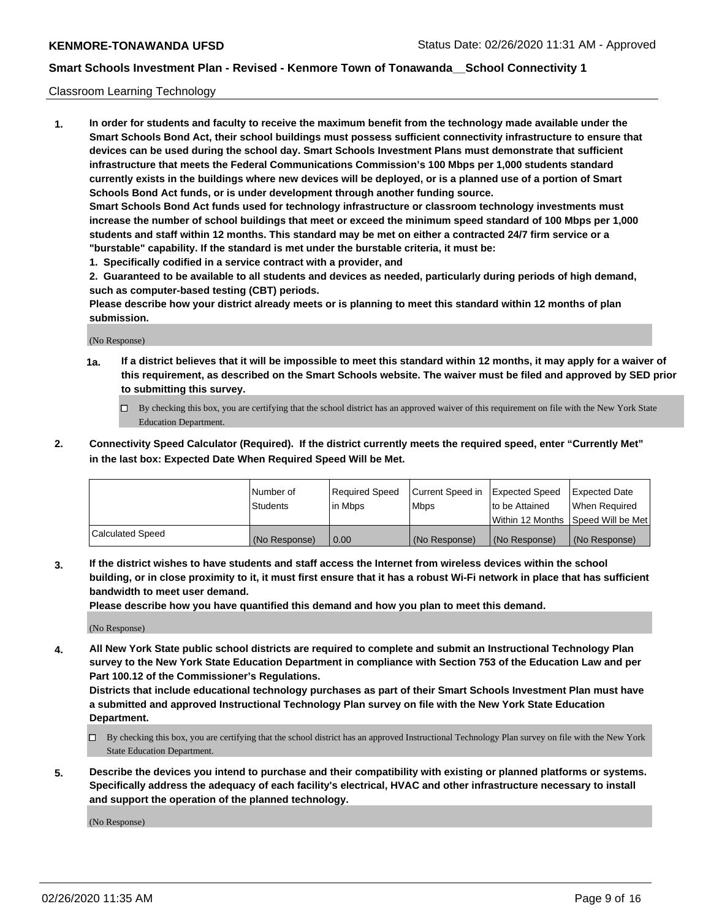Classroom Learning Technology

**1. In order for students and faculty to receive the maximum benefit from the technology made available under the Smart Schools Bond Act, their school buildings must possess sufficient connectivity infrastructure to ensure that devices can be used during the school day. Smart Schools Investment Plans must demonstrate that sufficient infrastructure that meets the Federal Communications Commission's 100 Mbps per 1,000 students standard currently exists in the buildings where new devices will be deployed, or is a planned use of a portion of Smart Schools Bond Act funds, or is under development through another funding source.**

**Smart Schools Bond Act funds used for technology infrastructure or classroom technology investments must increase the number of school buildings that meet or exceed the minimum speed standard of 100 Mbps per 1,000 students and staff within 12 months. This standard may be met on either a contracted 24/7 firm service or a "burstable" capability. If the standard is met under the burstable criteria, it must be:**

**1. Specifically codified in a service contract with a provider, and**

**2. Guaranteed to be available to all students and devices as needed, particularly during periods of high demand, such as computer-based testing (CBT) periods.**

**Please describe how your district already meets or is planning to meet this standard within 12 months of plan submission.**

(No Response)

**1a. If a district believes that it will be impossible to meet this standard within 12 months, it may apply for a waiver of this requirement, as described on the Smart Schools website. The waiver must be filed and approved by SED prior to submitting this survey.**

☐ By checking this box, you are certifying that the school district has an approved waiver of this requirement on file with the New York State Education Department.

**2. Connectivity Speed Calculator (Required). If the district currently meets the required speed, enter "Currently Met" in the last box: Expected Date When Required Speed Will be Met.**

| | Number of Students | Required Speed in Mbps | Current Speed in Mbps | Expected Speed to be Attained Within 12 Months | Expected Date When Required Speed Will be Met |
|---|---|---|---|---|---|
| Calculated Speed | (No Response) | 0.00 | (No Response) | (No Response) | (No Response) |

**3. If the district wishes to have students and staff access the Internet from wireless devices within the school building, or in close proximity to it, it must first ensure that it has a robust Wi-Fi network in place that has sufficient bandwidth to meet user demand.**

**Please describe how you have quantified this demand and how you plan to meet this demand.**

(No Response)

**4. All New York State public school districts are required to complete and submit an Instructional Technology Plan survey to the New York State Education Department in compliance with Section 753 of the Education Law and per Part 100.12 of the Commissioner's Regulations.**

**Districts that include educational technology purchases as part of their Smart Schools Investment Plan must have a submitted and approved Instructional Technology Plan survey on file with the New York State Education Department.**

☐ By checking this box, you are certifying that the school district has an approved Instructional Technology Plan survey on file with the New York State Education Department.

**5. Describe the devices you intend to purchase and their compatibility with existing or planned platforms or systems. Specifically address the adequacy of each facility's electrical, HVAC and other infrastructure necessary to install and support the operation of the planned technology.**

(No Response)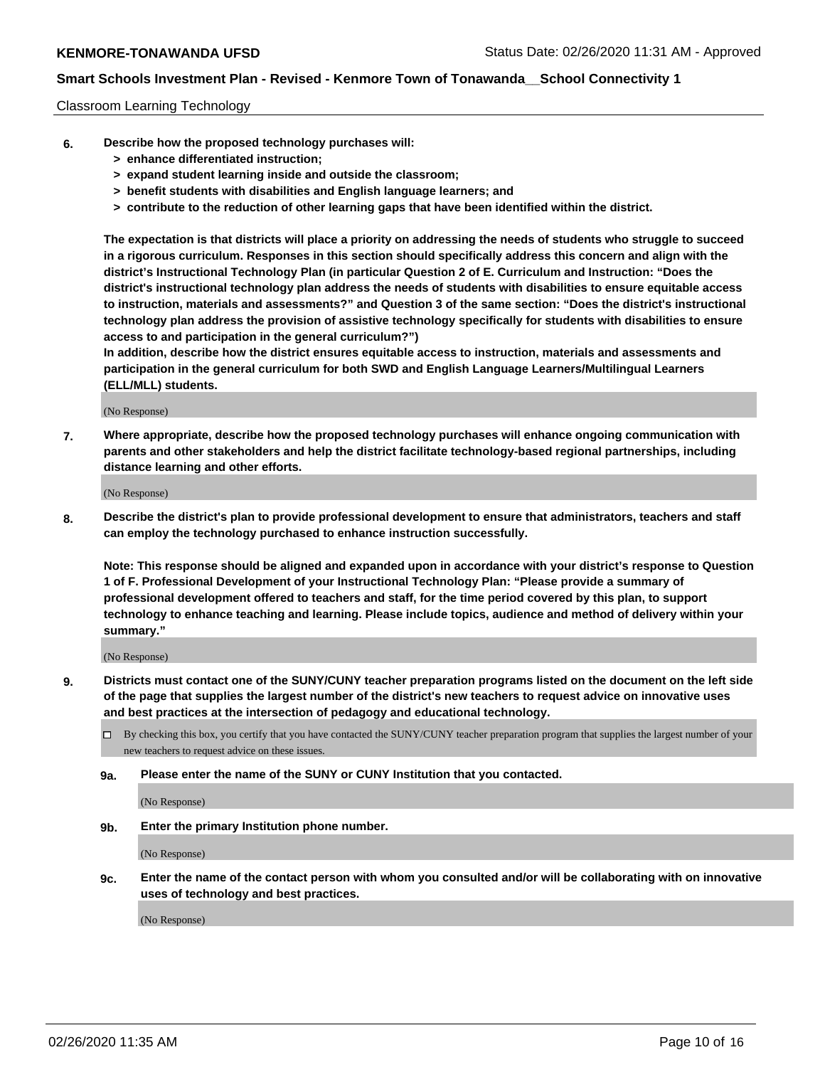Classroom Learning Technology

**6. Describe how the proposed technology purchases will:**
  - **> enhance differentiated instruction;**
  - **> expand student learning inside and outside the classroom;**
  - **> benefit students with disabilities and English language learners; and**
  - **> contribute to the reduction of other learning gaps that have been identified within the district.**

**The expectation is that districts will place a priority on addressing the needs of students who struggle to succeed in a rigorous curriculum. Responses in this section should specifically address this concern and align with the district's Instructional Technology Plan (in particular Question 2 of E. Curriculum and Instruction: "Does the district's instructional technology plan address the needs of students with disabilities to ensure equitable access to instruction, materials and assessments?" and Question 3 of the same section: "Does the district's instructional technology plan address the provision of assistive technology specifically for students with disabilities to ensure access to and participation in the general curriculum?")**

**In addition, describe how the district ensures equitable access to instruction, materials and assessments and participation in the general curriculum for both SWD and English Language Learners/Multilingual Learners (ELL/MLL) students.**

(No Response)

**7. Where appropriate, describe how the proposed technology purchases will enhance ongoing communication with parents and other stakeholders and help the district facilitate technology-based regional partnerships, including distance learning and other efforts.**

(No Response)

**8. Describe the district's plan to provide professional development to ensure that administrators, teachers and staff can employ the technology purchased to enhance instruction successfully.**

**Note: This response should be aligned and expanded upon in accordance with your district's response to Question 1 of F. Professional Development of your Instructional Technology Plan: "Please provide a summary of professional development offered to teachers and staff, for the time period covered by this plan, to support technology to enhance teaching and learning. Please include topics, audience and method of delivery within your summary."**

(No Response)

**9. Districts must contact one of the SUNY/CUNY teacher preparation programs listed on the document on the left side of the page that supplies the largest number of the district's new teachers to request advice on innovative uses and best practices at the intersection of pedagogy and educational technology.**

☐ By checking this box, you certify that you have contacted the SUNY/CUNY teacher preparation program that supplies the largest number of your new teachers to request advice on these issues.

**9a. Please enter the name of the SUNY or CUNY Institution that you contacted.**

(No Response)

**9b. Enter the primary Institution phone number.**

(No Response)

**9c. Enter the name of the contact person with whom you consulted and/or will be collaborating with on innovative uses of technology and best practices.**

(No Response)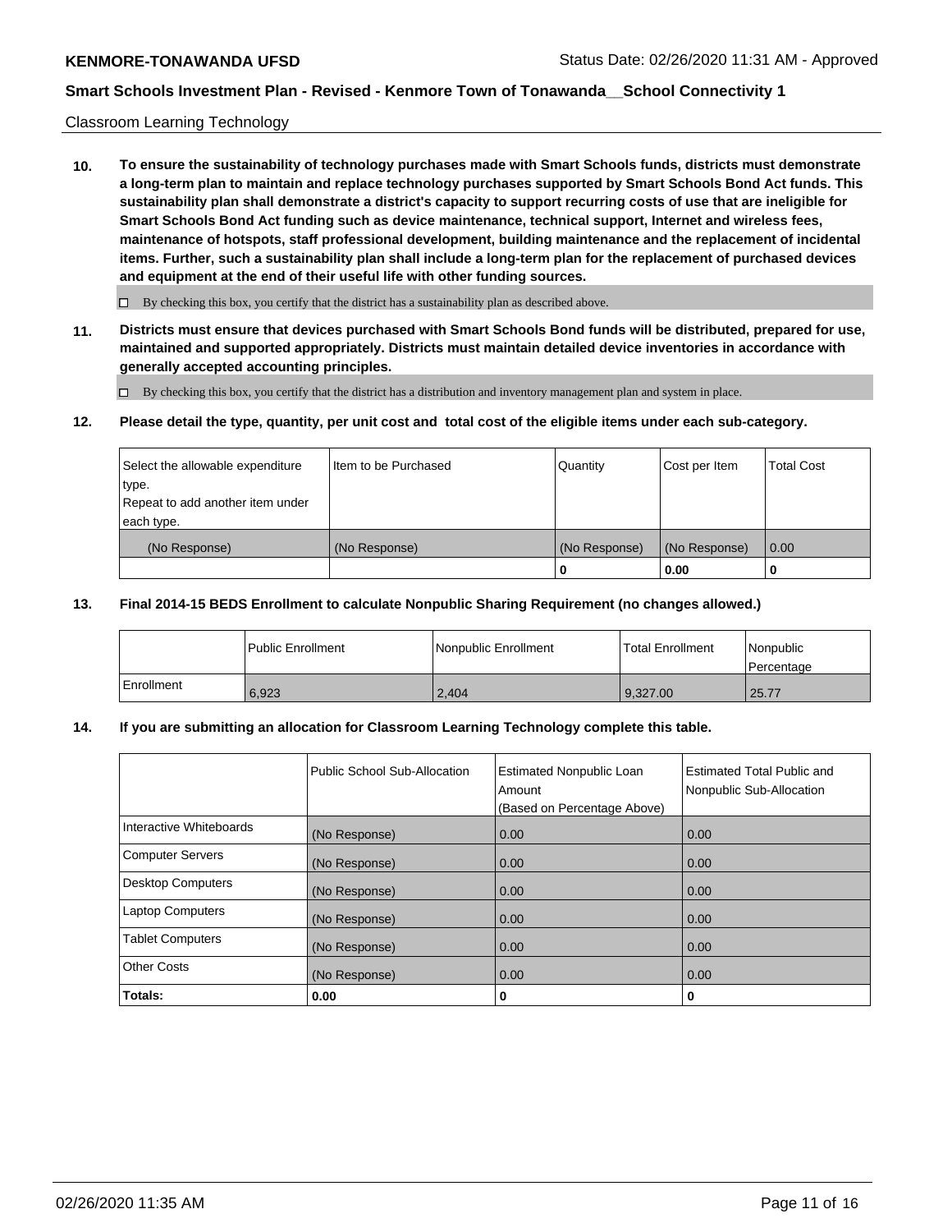Classroom Learning Technology

**10. To ensure the sustainability of technology purchases made with Smart Schools funds, districts must demonstrate a long-term plan to maintain and replace technology purchases supported by Smart Schools Bond Act funds. This sustainability plan shall demonstrate a district's capacity to support recurring costs of use that are ineligible for Smart Schools Bond Act funding such as device maintenance, technical support, Internet and wireless fees, maintenance of hotspots, staff professional development, building maintenance and the replacement of incidental items. Further, such a sustainability plan shall include a long-term plan for the replacement of purchased devices and equipment at the end of their useful life with other funding sources.**

☐ By checking this box, you certify that the district has a sustainability plan as described above.

**11. Districts must ensure that devices purchased with Smart Schools Bond funds will be distributed, prepared for use, maintained and supported appropriately. Districts must maintain detailed device inventories in accordance with generally accepted accounting principles.**

☐ By checking this box, you certify that the district has a distribution and inventory management plan and system in place.

**12. Please detail the type, quantity, per unit cost and total cost of the eligible items under each sub-category.**

| Select the allowable expenditure type. Repeat to add another item under each type. | Item to be Purchased | Quantity | Cost per Item | Total Cost |
|---|---|---|---|---|
| (No Response) | (No Response) | (No Response) | (No Response) | 0.00 |
| | | **0** | **0.00** | **0** |

**13. Final 2014-15 BEDS Enrollment to calculate Nonpublic Sharing Requirement (no changes allowed.)**

| | Public Enrollment | Nonpublic Enrollment | Total Enrollment | Nonpublic Percentage |
|---|---|---|---|---|
| Enrollment | 6,923 | 2,404 | 9,327.00 | 25.77 |

**14. If you are submitting an allocation for Classroom Learning Technology complete this table.**

| | Public School Sub-Allocation | Estimated Nonpublic Loan Amount (Based on Percentage Above) | Estimated Total Public and Nonpublic Sub-Allocation |
|---|---|---|---|
| Interactive Whiteboards | (No Response) | 0.00 | 0.00 |
| Computer Servers | (No Response) | 0.00 | 0.00 |
| Desktop Computers | (No Response) | 0.00 | 0.00 |
| Laptop Computers | (No Response) | 0.00 | 0.00 |
| Tablet Computers | (No Response) | 0.00 | 0.00 |
| Other Costs | (No Response) | 0.00 | 0.00 |
| **Totals:** | **0.00** | **0** | **0** |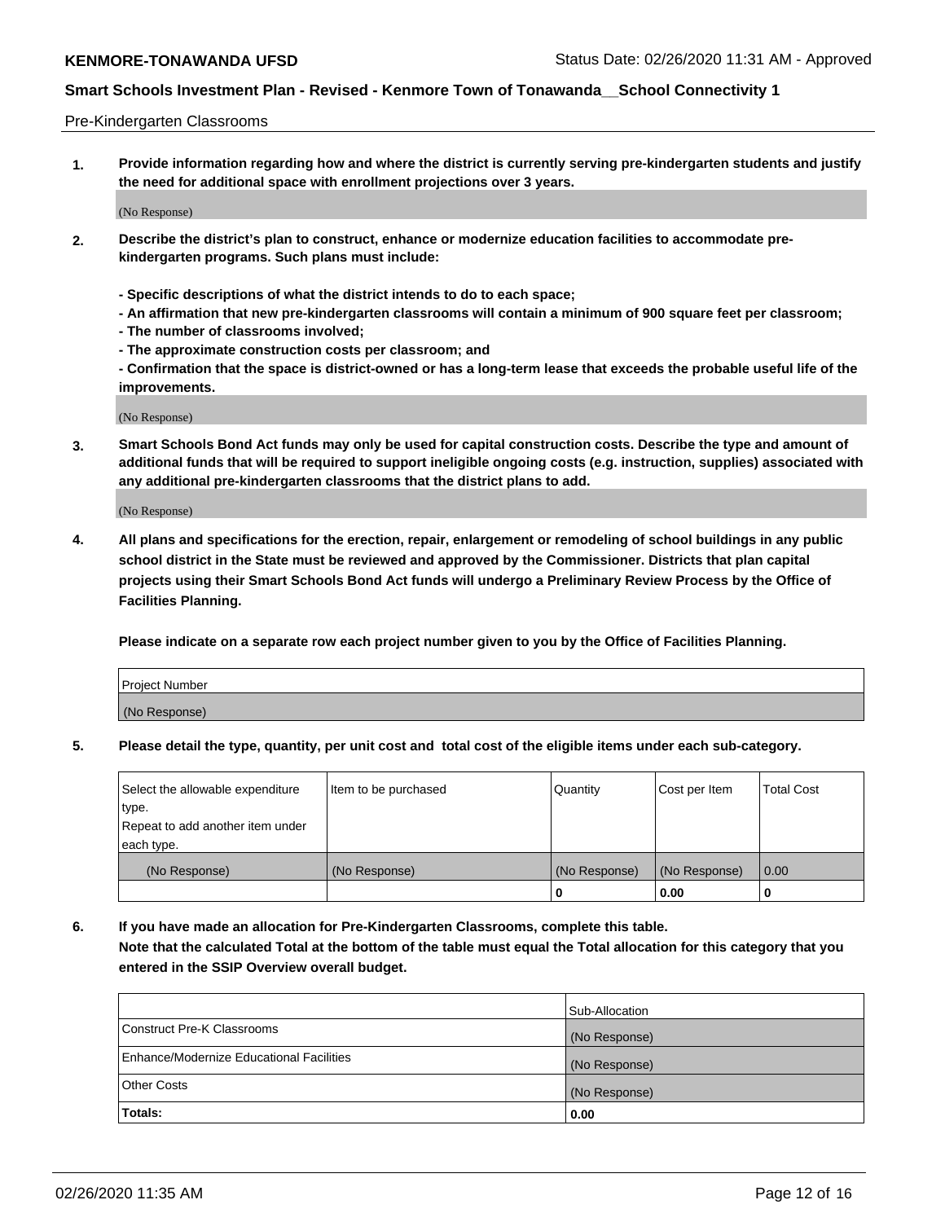Pre-Kindergarten Classrooms

**1. Provide information regarding how and where the district is currently serving pre-kindergarten students and justify the need for additional space with enrollment projections over 3 years.**

(No Response)

**2. Describe the district's plan to construct, enhance or modernize education facilities to accommodate pre-kindergarten programs. Such plans must include:**

**- Specific descriptions of what the district intends to do to each space;**
**- An affirmation that new pre-kindergarten classrooms will contain a minimum of 900 square feet per classroom;**
**- The number of classrooms involved;**
**- The approximate construction costs per classroom; and**
**- Confirmation that the space is district-owned or has a long-term lease that exceeds the probable useful life of the improvements.**

(No Response)

**3. Smart Schools Bond Act funds may only be used for capital construction costs. Describe the type and amount of additional funds that will be required to support ineligible ongoing costs (e.g. instruction, supplies) associated with any additional pre-kindergarten classrooms that the district plans to add.**

(No Response)

**4. All plans and specifications for the erection, repair, enlargement or remodeling of school buildings in any public school district in the State must be reviewed and approved by the Commissioner. Districts that plan capital projects using their Smart Schools Bond Act funds will undergo a Preliminary Review Process by the Office of Facilities Planning.**

**Please indicate on a separate row each project number given to you by the Office of Facilities Planning.**

| Project Number |
| --- |
| (No Response) |

**5. Please detail the type, quantity, per unit cost and total cost of the eligible items under each sub-category.**

| Select the allowable expenditure type. Repeat to add another item under each type. | Item to be purchased | Quantity | Cost per Item | Total Cost |
| --- | --- | --- | --- | --- |
| (No Response) | (No Response) | (No Response) | (No Response) | 0.00 |
| | | 0 | 0.00 | 0 |

**6. If you have made an allocation for Pre-Kindergarten Classrooms, complete this table. Note that the calculated Total at the bottom of the table must equal the Total allocation for this category that you entered in the SSIP Overview overall budget.**

| | Sub-Allocation |
| --- | --- |
| Construct Pre-K Classrooms | (No Response) |
| Enhance/Modernize Educational Facilities | (No Response) |
| Other Costs | (No Response) |
| **Totals:** | **0.00** |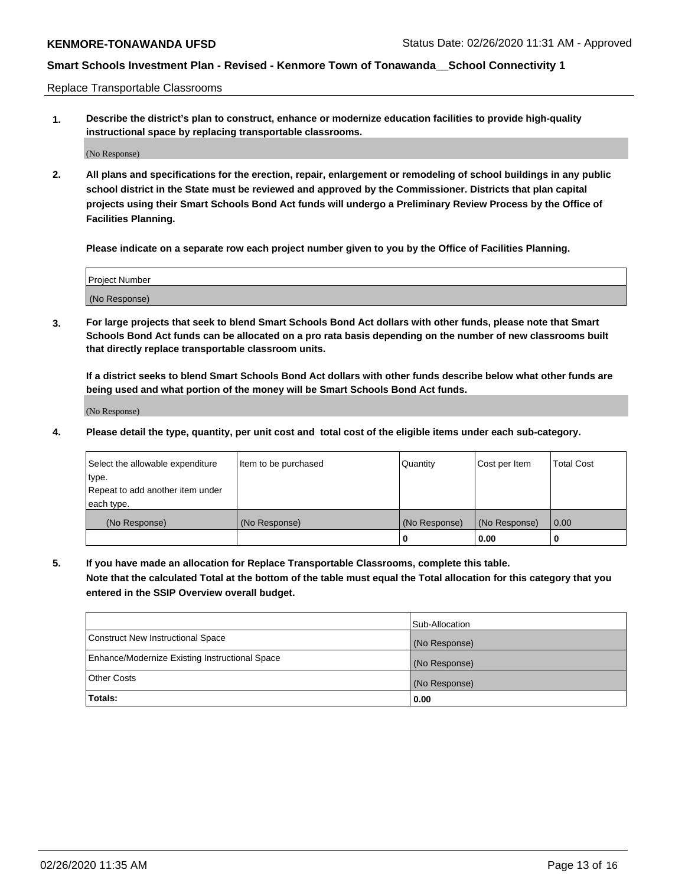Replace Transportable Classrooms

1. **Describe the district's plan to construct, enhance or modernize education facilities to provide high-quality instructional space by replacing transportable classrooms.**

(No Response)

2. **All plans and specifications for the erection, repair, enlargement or remodeling of school buildings in any public school district in the State must be reviewed and approved by the Commissioner. Districts that plan capital projects using their Smart Schools Bond Act funds will undergo a Preliminary Review Process by the Office of Facilities Planning.**

**Please indicate on a separate row each project number given to you by the Office of Facilities Planning.**

| Project Number |
| --- |
| (No Response) |

3. **For large projects that seek to blend Smart Schools Bond Act dollars with other funds, please note that Smart Schools Bond Act funds can be allocated on a pro rata basis depending on the number of new classrooms built that directly replace transportable classroom units.**

**If a district seeks to blend Smart Schools Bond Act dollars with other funds describe below what other funds are being used and what portion of the money will be Smart Schools Bond Act funds.**

(No Response)

4. **Please detail the type, quantity, per unit cost and total cost of the eligible items under each sub-category.**

| Select the allowable expenditure type. Repeat to add another item under each type. | Item to be purchased | Quantity | Cost per Item | Total Cost |
| --- | --- | --- | --- | --- |
| (No Response) | (No Response) | (No Response) | (No Response) | 0.00 |
| | | 0 | 0.00 | 0 |

5. **If you have made an allocation for Replace Transportable Classrooms, complete this table. Note that the calculated Total at the bottom of the table must equal the Total allocation for this category that you entered in the SSIP Overview overall budget.**

| | Sub-Allocation |
| --- | --- |
| Construct New Instructional Space | (No Response) |
| Enhance/Modernize Existing Instructional Space | (No Response) |
| Other Costs | (No Response) |
| **Totals:** | **0.00** |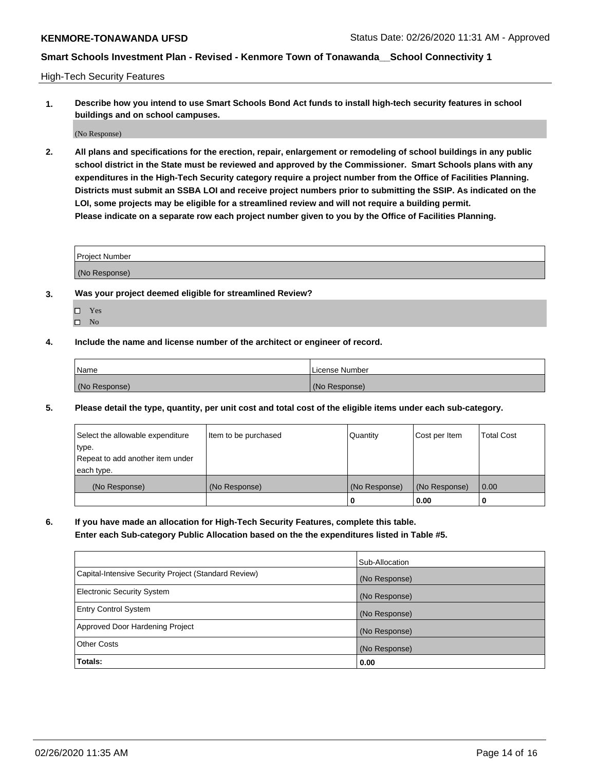High-Tech Security Features

**1. Describe how you intend to use Smart Schools Bond Act funds to install high-tech security features in school buildings and on school campuses.**

(No Response)

**2. All plans and specifications for the erection, repair, enlargement or remodeling of school buildings in any public school district in the State must be reviewed and approved by the Commissioner. Smart Schools plans with any expenditures in the High-Tech Security category require a project number from the Office of Facilities Planning. Districts must submit an SSBA LOI and receive project numbers prior to submitting the SSIP. As indicated on the LOI, some projects may be eligible for a streamlined review and will not require a building permit.**
**Please indicate on a separate row each project number given to you by the Office of Facilities Planning.**

| Project Number |
|---|
| (No Response) |

**3. Was your project deemed eligible for streamlined Review?**

- ☐ Yes
- ☐ No

**4. Include the name and license number of the architect or engineer of record.**

| Name | License Number |
|---|---|
| (No Response) | (No Response) |

**5. Please detail the type, quantity, per unit cost and total cost of the eligible items under each sub-category.**

| Select the allowable expenditure type. Repeat to add another item under each type. | Item to be purchased | Quantity | Cost per Item | Total Cost |
|---|---|---|---|---|
| (No Response) | (No Response) | (No Response) | (No Response) | 0.00 |
| | | 0 | 0.00 | 0 |

**6. If you have made an allocation for High-Tech Security Features, complete this table. Enter each Sub-category Public Allocation based on the the expenditures listed in Table #5.**

| | Sub-Allocation |
|---|---|
| Capital-Intensive Security Project (Standard Review) | (No Response) |
| Electronic Security System | (No Response) |
| Entry Control System | (No Response) |
| Approved Door Hardening Project | (No Response) |
| Other Costs | (No Response) |
| **Totals:** | **0.00** |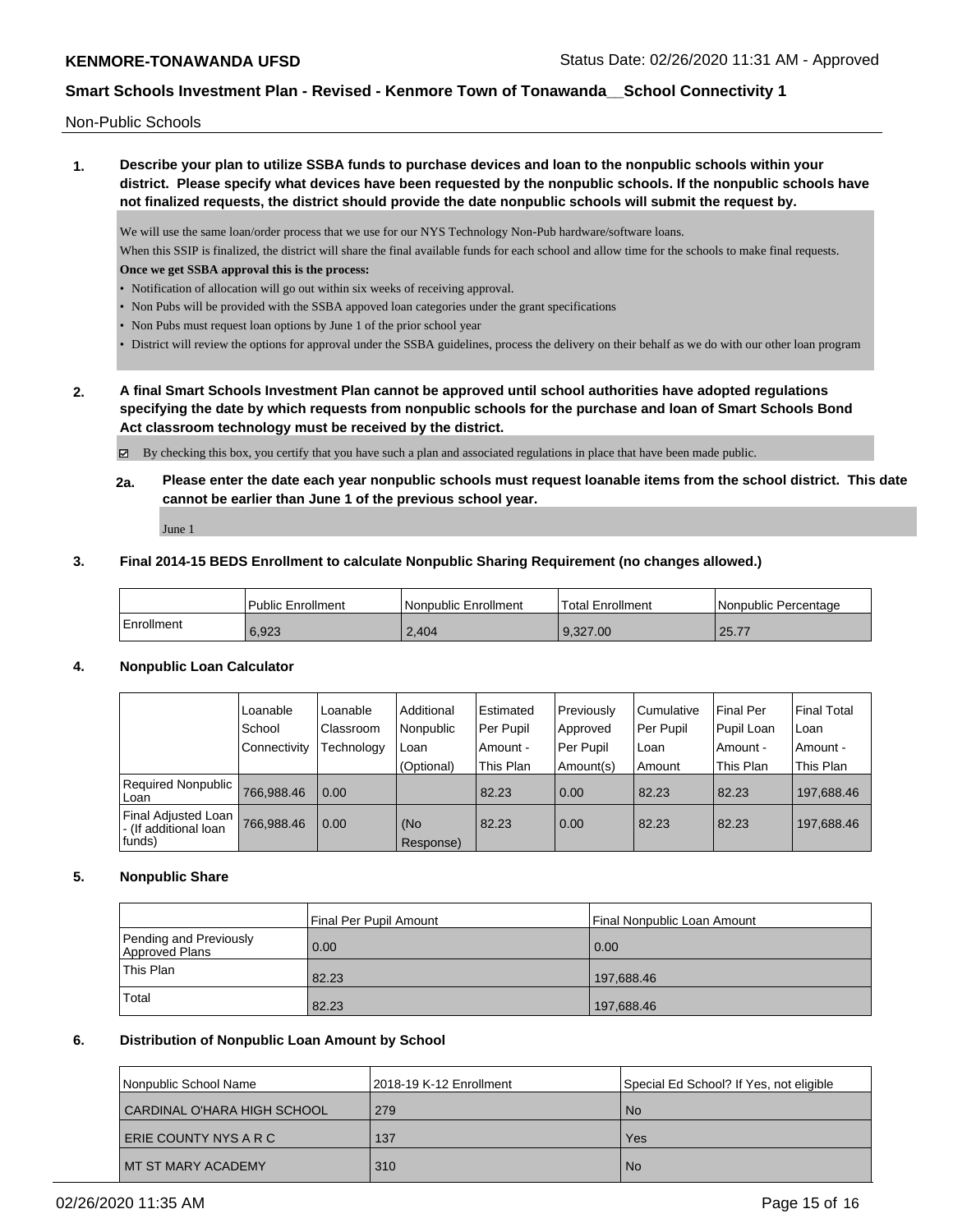Non-Public Schools

**1. Describe your plan to utilize SSBA funds to purchase devices and loan to the nonpublic schools within your district. Please specify what devices have been requested by the nonpublic schools. If the nonpublic schools have not finalized requests, the district should provide the date nonpublic schools will submit the request by.**

We will use the same loan/order process that we use for our NYS Technology Non-Pub hardware/software loans.

When this SSIP is finalized, the district will share the final available funds for each school and allow time for the schools to make final requests.

**Once we get SSBA approval this is the process:**

- Notification of allocation will go out within six weeks of receiving approval.
- Non Pubs will be provided with the SSBA appoved loan categories under the grant specifications
- Non Pubs must request loan options by June 1 of the prior school year
- District will review the options for approval under the SSBA guidelines, process the delivery on their behalf as we do with our other loan program

**2. A final Smart Schools Investment Plan cannot be approved until school authorities have adopted regulations specifying the date by which requests from nonpublic schools for the purchase and loan of Smart Schools Bond Act classroom technology must be received by the district.**

☑ By checking this box, you certify that you have such a plan and associated regulations in place that have been made public.

**2a. Please enter the date each year nonpublic schools must request loanable items from the school district. This date cannot be earlier than June 1 of the previous school year.**

June 1

**3. Final 2014-15 BEDS Enrollment to calculate Nonpublic Sharing Requirement (no changes allowed.)**

| | Public Enrollment | Nonpublic Enrollment | Total Enrollment | Nonpublic Percentage |
|---|---|---|---|---|
| Enrollment | 6,923 | 2,404 | 9,327.00 | 25.77 |

**4. Nonpublic Loan Calculator**

| | Loanable School Connectivity | Loanable Classroom Technology | Additional Nonpublic Loan (Optional) | Estimated Per Pupil Amount - This Plan | Previously Approved Per Pupil Amount(s) | Cumulative Per Pupil Loan Amount | Final Per Pupil Loan Amount - This Plan | Final Total Loan Amount - This Plan |
|---|---|---|---|---|---|---|---|---|
| Required Nonpublic Loan | 766,988.46 | 0.00 | | 82.23 | 0.00 | 82.23 | 82.23 | 197,688.46 |
| Final Adjusted Loan - (If additional loan funds) | 766,988.46 | 0.00 | (No Response) | 82.23 | 0.00 | 82.23 | 82.23 | 197,688.46 |

**5. Nonpublic Share**

| | Final Per Pupil Amount | Final Nonpublic Loan Amount |
|---|---|---|
| Pending and Previously Approved Plans | 0.00 | 0.00 |
| This Plan | 82.23 | 197,688.46 |
| Total | 82.23 | 197,688.46 |

**6. Distribution of Nonpublic Loan Amount by School**

| Nonpublic School Name | 2018-19 K-12 Enrollment | Special Ed School? If Yes, not eligible |
|---|---|---|
| CARDINAL O'HARA HIGH SCHOOL | 279 | No |
| ERIE COUNTY NYS A R C | 137 | Yes |
| MT ST MARY ACADEMY | 310 | No |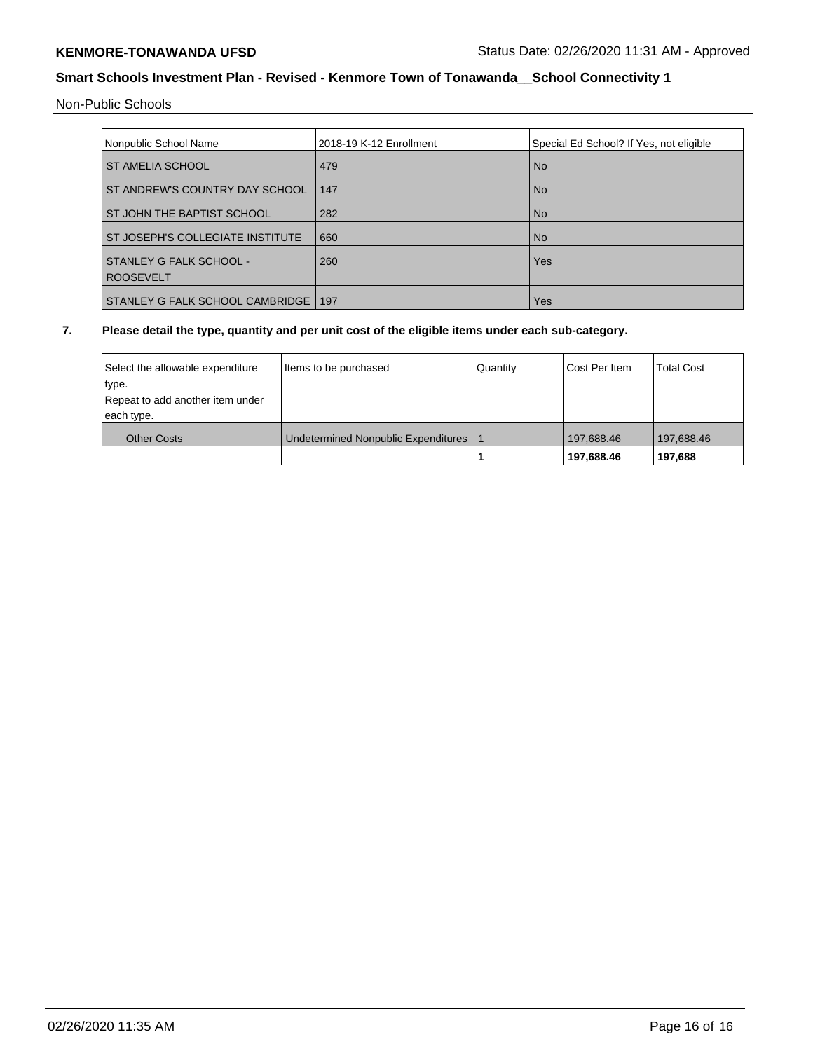Non-Public Schools

| Nonpublic School Name | 2018-19 K-12 Enrollment | Special Ed School? If Yes, not eligible |
| --- | --- | --- |
| ST AMELIA SCHOOL | 479 | No |
| ST ANDREW'S COUNTRY DAY SCHOOL | 147 | No |
| ST JOHN THE BAPTIST SCHOOL | 282 | No |
| ST JOSEPH'S COLLEGIATE INSTITUTE | 660 | No |
| STANLEY G FALK SCHOOL - ROOSEVELT | 260 | Yes |
| STANLEY G FALK SCHOOL CAMBRIDGE | 197 | Yes |

**7. Please detail the type, quantity and per unit cost of the eligible items under each sub-category.**

| Select the allowable expenditure type. Repeat to add another item under each type. | Items to be purchased | Quantity | Cost Per Item | Total Cost |
| --- | --- | --- | --- | --- |
| Other Costs | Undetermined Nonpublic Expenditures | 1 | 197,688.46 | 197,688.46 |
| | | **1** | **197,688.46** | **197,688** |